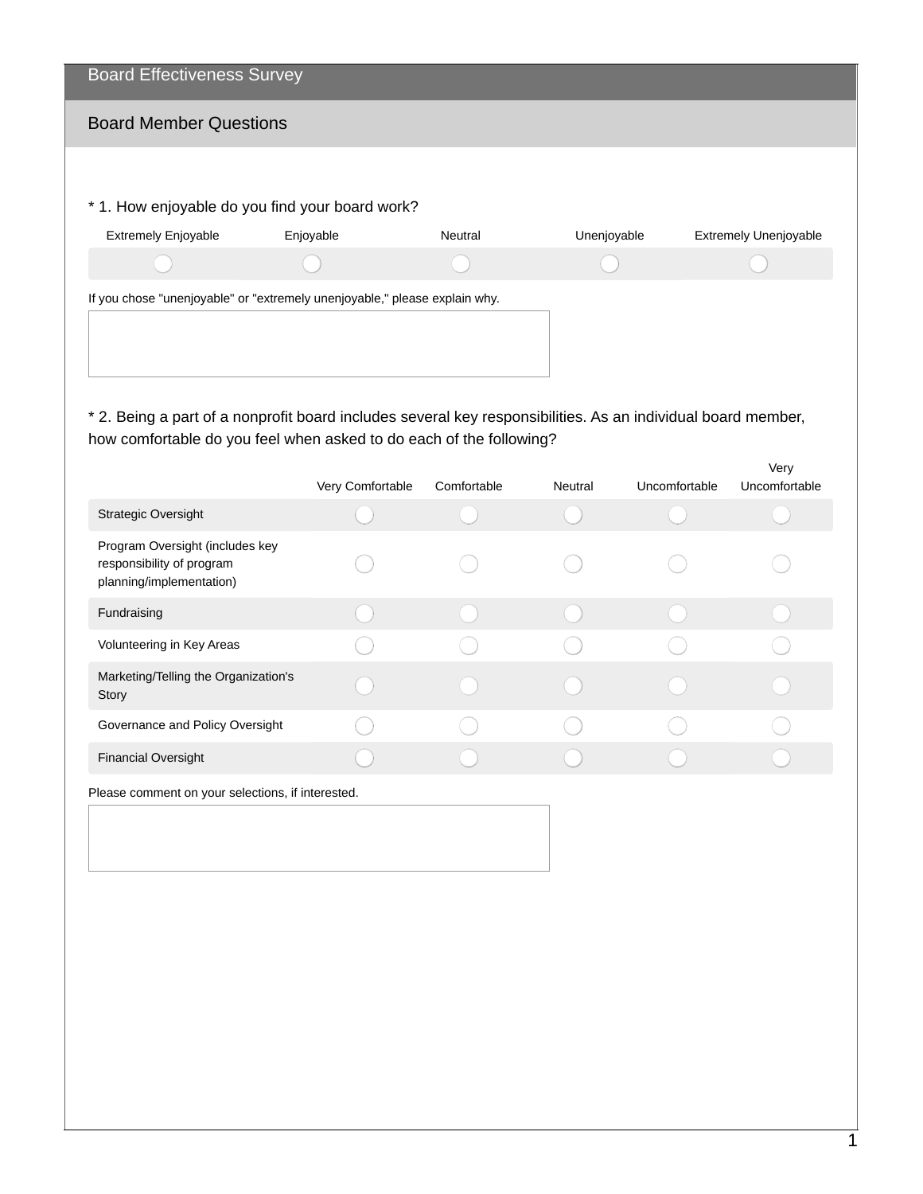# Board Effectiveness Survey

## Board Member Questions

\* 1. How enjoyable do you find your board work?

| Extremely Enjoyable | Enjoyable | Neutral | Unenjoyable | Extremely Unenjoyable |
|---|---|---|---|---|
| ◯ | ◯ | ◯ | ◯ | ◯ |

If you chose "unenjoyable" or "extremely unenjoyable," please explain why.

\* 2. Being a part of a nonprofit board includes several key responsibilities. As an individual board member, how comfortable do you feel when asked to do each of the following?

| | Very Comfortable | Comfortable | Neutral | Uncomfortable | Very Uncomfortable |
|---|---|---|---|---|---|
| Strategic Oversight | ◯ | ◯ | ◯ | ◯ | ◯ |
| Program Oversight (includes key responsibility of program planning/implementation) | ◯ | ◯ | ◯ | ◯ | ◯ |
| Fundraising | ◯ | ◯ | ◯ | ◯ | ◯ |
| Volunteering in Key Areas | ◯ | ◯ | ◯ | ◯ | ◯ |
| Marketing/Telling the Organization's Story | ◯ | ◯ | ◯ | ◯ | ◯ |
| Governance and Policy Oversight | ◯ | ◯ | ◯ | ◯ | ◯ |
| Financial Oversight | ◯ | ◯ | ◯ | ◯ | ◯ |

Please comment on your selections, if interested.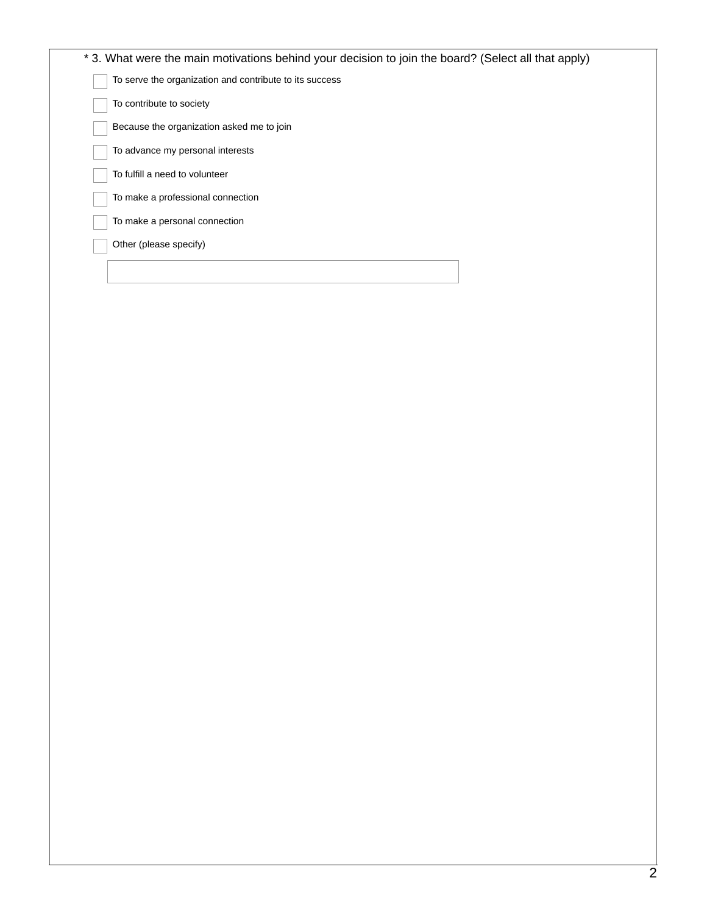* 3. What were the main motivations behind your decision to join the board? (Select all that apply)

- [ ] To serve the organization and contribute to its success
- [ ] To contribute to society
- [ ] Because the organization asked me to join
- [ ] To advance my personal interests
- [ ] To fulfill a need to volunteer
- [ ] To make a professional connection
- [ ] To make a personal connection
- [ ] Other (please specify)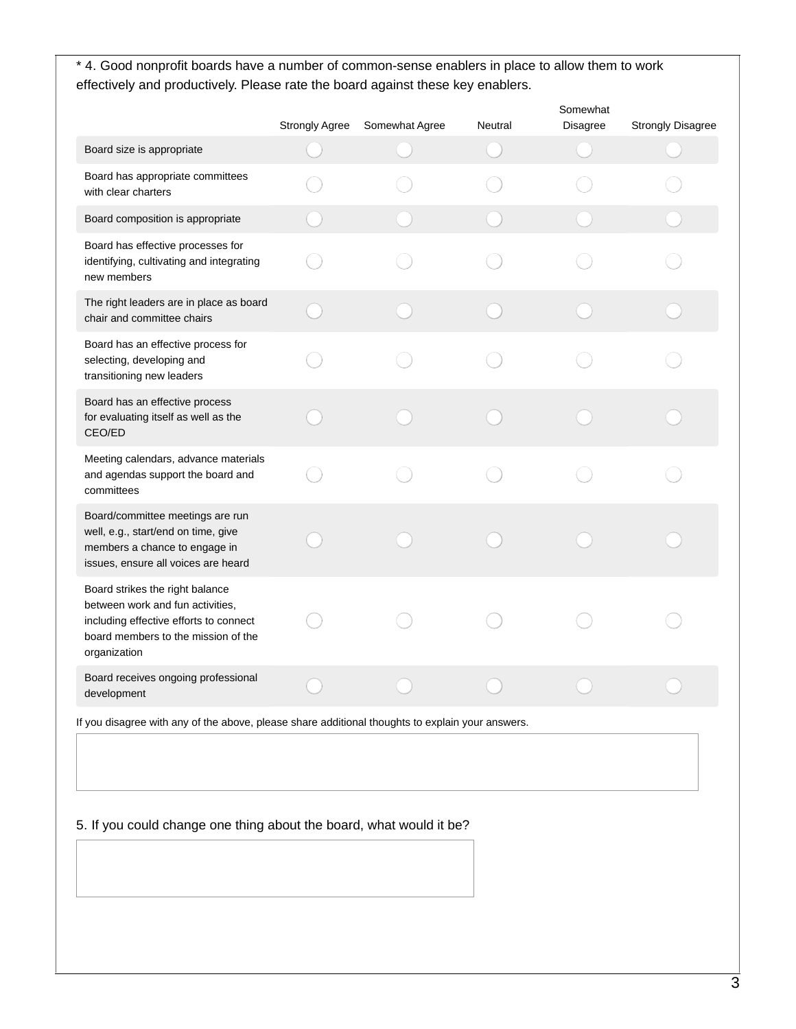\* 4. Good nonprofit boards have a number of common-sense enablers in place to allow them to work effectively and productively. Please rate the board against these key enablers.

| | Strongly Agree | Somewhat Agree | Neutral | Somewhat Disagree | Strongly Disagree |
|---|---|---|---|---|---|
| Board size is appropriate | ◯ | ◯ | ◯ | ◯ | ◯ |
| Board has appropriate committees with clear charters | ◯ | ◯ | ◯ | ◯ | ◯ |
| Board composition is appropriate | ◯ | ◯ | ◯ | ◯ | ◯ |
| Board has effective processes for identifying, cultivating and integrating new members | ◯ | ◯ | ◯ | ◯ | ◯ |
| The right leaders are in place as board chair and committee chairs | ◯ | ◯ | ◯ | ◯ | ◯ |
| Board has an effective process for selecting, developing and transitioning new leaders | ◯ | ◯ | ◯ | ◯ | ◯ |
| Board has an effective process for evaluating itself as well as the CEO/ED | ◯ | ◯ | ◯ | ◯ | ◯ |
| Meeting calendars, advance materials and agendas support the board and committees | ◯ | ◯ | ◯ | ◯ | ◯ |
| Board/committee meetings are run well, e.g., start/end on time, give members a chance to engage in issues, ensure all voices are heard | ◯ | ◯ | ◯ | ◯ | ◯ |
| Board strikes the right balance between work and fun activities, including effective efforts to connect board members to the mission of the organization | ◯ | ◯ | ◯ | ◯ | ◯ |
| Board receives ongoing professional development | ◯ | ◯ | ◯ | ◯ | ◯ |

If you disagree with any of the above, please share additional thoughts to explain your answers.

5. If you could change one thing about the board, what would it be?